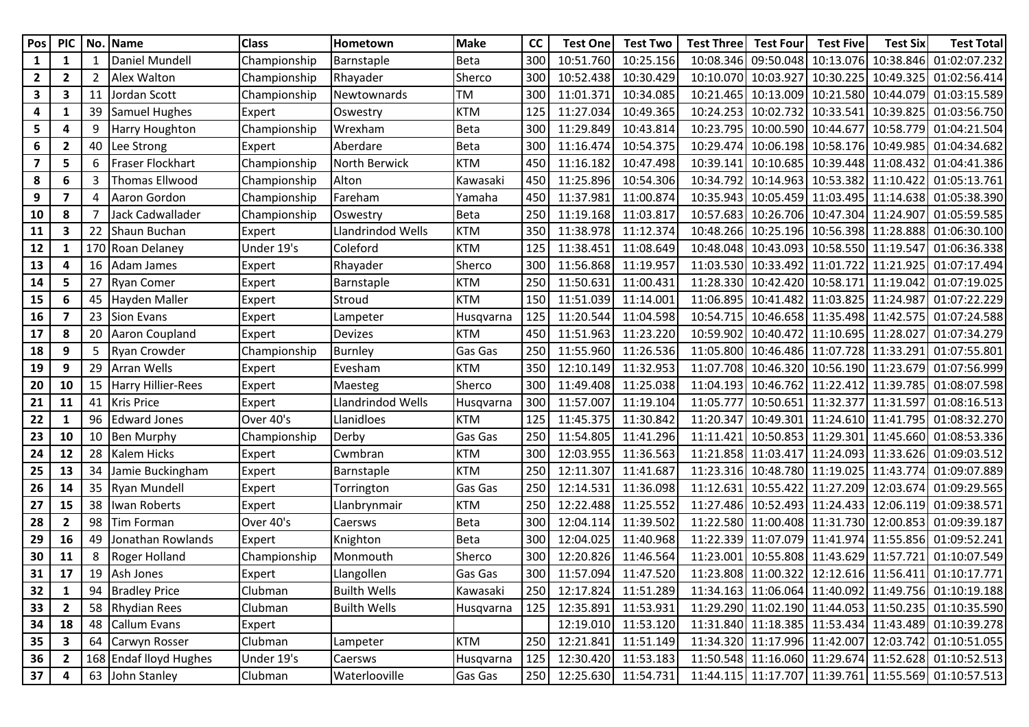| Pos | PIC | No. | Name | Class | Hometown | Make | CC | Test One | Test Two | Test Three | Test Four | Test Five | Test Six | Test Total |
|---|---|---|---|---|---|---|---|---|---|---|---|---|---|---|
| 1 | 1 | 1 | Daniel Mundell | Championship | Barnstaple | Beta | 300 | 10:51.760 | 10:25.156 | 10:08.346 | 09:50.048 | 10:13.076 | 10:38.846 | 01:02:07.232 |
| 2 | 2 | 2 | Alex Walton | Championship | Rhayader | Sherco | 300 | 10:52.438 | 10:30.429 | 10:10.070 | 10:03.927 | 10:30.225 | 10:49.325 | 01:02:56.414 |
| 3 | 3 | 11 | Jordan Scott | Championship | Newtownards | TM | 300 | 11:01.371 | 10:34.085 | 10:21.465 | 10:13.009 | 10:21.580 | 10:44.079 | 01:03:15.589 |
| 4 | 1 | 39 | Samuel Hughes | Expert | Oswestry | KTM | 125 | 11:27.034 | 10:49.365 | 10:24.253 | 10:02.732 | 10:33.541 | 10:39.825 | 01:03:56.750 |
| 5 | 4 | 9 | Harry Houghton | Championship | Wrexham | Beta | 300 | 11:29.849 | 10:43.814 | 10:23.795 | 10:00.590 | 10:44.677 | 10:58.779 | 01:04:21.504 |
| 6 | 2 | 40 | Lee Strong | Expert | Aberdare | Beta | 300 | 11:16.474 | 10:54.375 | 10:29.474 | 10:06.198 | 10:58.176 | 10:49.985 | 01:04:34.682 |
| 7 | 5 | 6 | Fraser Flockhart | Championship | North Berwick | KTM | 450 | 11:16.182 | 10:47.498 | 10:39.141 | 10:10.685 | 10:39.448 | 11:08.432 | 01:04:41.386 |
| 8 | 6 | 3 | Thomas Ellwood | Championship | Alton | Kawasaki | 450 | 11:25.896 | 10:54.306 | 10:34.792 | 10:14.963 | 10:53.382 | 11:10.422 | 01:05:13.761 |
| 9 | 7 | 4 | Aaron Gordon | Championship | Fareham | Yamaha | 450 | 11:37.981 | 11:00.874 | 10:35.943 | 10:05.459 | 11:03.495 | 11:14.638 | 01:05:38.390 |
| 10 | 8 | 7 | Jack Cadwallader | Championship | Oswestry | Beta | 250 | 11:19.168 | 11:03.817 | 10:57.683 | 10:26.706 | 10:47.304 | 11:24.907 | 01:05:59.585 |
| 11 | 3 | 22 | Shaun Buchan | Expert | Llandrindod Wells | KTM | 350 | 11:38.978 | 11:12.374 | 10:48.266 | 10:25.196 | 10:56.398 | 11:28.888 | 01:06:30.100 |
| 12 | 1 | 170 | Roan Delaney | Under 19's | Coleford | KTM | 125 | 11:38.451 | 11:08.649 | 10:48.048 | 10:43.093 | 10:58.550 | 11:19.547 | 01:06:36.338 |
| 13 | 4 | 16 | Adam James | Expert | Rhayader | Sherco | 300 | 11:56.868 | 11:19.957 | 11:03.530 | 10:33.492 | 11:01.722 | 11:21.925 | 01:07:17.494 |
| 14 | 5 | 27 | Ryan Comer | Expert | Barnstaple | KTM | 250 | 11:50.631 | 11:00.431 | 11:28.330 | 10:42.420 | 10:58.171 | 11:19.042 | 01:07:19.025 |
| 15 | 6 | 45 | Hayden Maller | Expert | Stroud | KTM | 150 | 11:51.039 | 11:14.001 | 11:06.895 | 10:41.482 | 11:03.825 | 11:24.987 | 01:07:22.229 |
| 16 | 7 | 23 | Sion Evans | Expert | Lampeter | Husqvarna | 125 | 11:20.544 | 11:04.598 | 10:54.715 | 10:46.658 | 11:35.498 | 11:42.575 | 01:07:24.588 |
| 17 | 8 | 20 | Aaron Coupland | Expert | Devizes | KTM | 450 | 11:51.963 | 11:23.220 | 10:59.902 | 10:40.472 | 11:10.695 | 11:28.027 | 01:07:34.279 |
| 18 | 9 | 5 | Ryan Crowder | Championship | Burnley | Gas Gas | 250 | 11:55.960 | 11:26.536 | 11:05.800 | 10:46.486 | 11:07.728 | 11:33.291 | 01:07:55.801 |
| 19 | 9 | 29 | Arran Wells | Expert | Evesham | KTM | 350 | 12:10.149 | 11:32.953 | 11:07.708 | 10:46.320 | 10:56.190 | 11:23.679 | 01:07:56.999 |
| 20 | 10 | 15 | Harry Hillier-Rees | Expert | Maesteg | Sherco | 300 | 11:49.408 | 11:25.038 | 11:04.193 | 10:46.762 | 11:22.412 | 11:39.785 | 01:08:07.598 |
| 21 | 11 | 41 | Kris Price | Expert | Llandrindod Wells | Husqvarna | 300 | 11:57.007 | 11:19.104 | 11:05.777 | 10:50.651 | 11:32.377 | 11:31.597 | 01:08:16.513 |
| 22 | 1 | 96 | Edward Jones | Over 40's | Llanidloes | KTM | 125 | 11:45.375 | 11:30.842 | 11:20.347 | 10:49.301 | 11:24.610 | 11:41.795 | 01:08:32.270 |
| 23 | 10 | 10 | Ben Murphy | Championship | Derby | Gas Gas | 250 | 11:54.805 | 11:41.296 | 11:11.421 | 10:50.853 | 11:29.301 | 11:45.660 | 01:08:53.336 |
| 24 | 12 | 28 | Kalem Hicks | Expert | Cwmbran | KTM | 300 | 12:03.955 | 11:36.563 | 11:21.858 | 11:03.417 | 11:24.093 | 11:33.626 | 01:09:03.512 |
| 25 | 13 | 34 | Jamie Buckingham | Expert | Barnstaple | KTM | 250 | 12:11.307 | 11:41.687 | 11:23.316 | 10:48.780 | 11:19.025 | 11:43.774 | 01:09:07.889 |
| 26 | 14 | 35 | Ryan Mundell | Expert | Torrington | Gas Gas | 250 | 12:14.531 | 11:36.098 | 11:12.631 | 10:55.422 | 11:27.209 | 12:03.674 | 01:09:29.565 |
| 27 | 15 | 38 | Iwan Roberts | Expert | Llanbrynmair | KTM | 250 | 12:22.488 | 11:25.552 | 11:27.486 | 10:52.493 | 11:24.433 | 12:06.119 | 01:09:38.571 |
| 28 | 2 | 98 | Tim Forman | Over 40's | Caersws | Beta | 300 | 12:04.114 | 11:39.502 | 11:22.580 | 11:00.408 | 11:31.730 | 12:00.853 | 01:09:39.187 |
| 29 | 16 | 49 | Jonathan Rowlands | Expert | Knighton | Beta | 300 | 12:04.025 | 11:40.968 | 11:22.339 | 11:07.079 | 11:41.974 | 11:55.856 | 01:09:52.241 |
| 30 | 11 | 8 | Roger Holland | Championship | Monmouth | Sherco | 300 | 12:20.826 | 11:46.564 | 11:23.001 | 10:55.808 | 11:43.629 | 11:57.721 | 01:10:07.549 |
| 31 | 17 | 19 | Ash Jones | Expert | Llangollen | Gas Gas | 300 | 11:57.094 | 11:47.520 | 11:23.808 | 11:00.322 | 12:12.616 | 11:56.411 | 01:10:17.771 |
| 32 | 1 | 94 | Bradley Price | Clubman | Builth Wells | Kawasaki | 250 | 12:17.824 | 11:51.289 | 11:34.163 | 11:06.064 | 11:40.092 | 11:49.756 | 01:10:19.188 |
| 33 | 2 | 58 | Rhydian Rees | Clubman | Builth Wells | Husqvarna | 125 | 12:35.891 | 11:53.931 | 11:29.290 | 11:02.190 | 11:44.053 | 11:50.235 | 01:10:35.590 |
| 34 | 18 | 48 | Callum Evans | Expert | | | | 12:19.010 | 11:53.120 | 11:31.840 | 11:18.385 | 11:53.434 | 11:43.489 | 01:10:39.278 |
| 35 | 3 | 64 | Carwyn Rosser | Clubman | Lampeter | KTM | 250 | 12:21.841 | 11:51.149 | 11:34.320 | 11:17.996 | 11:42.007 | 12:03.742 | 01:10:51.055 |
| 36 | 2 | 168 | Endaf lloyd Hughes | Under 19's | Caersws | Husqvarna | 125 | 12:30.420 | 11:53.183 | 11:50.548 | 11:16.060 | 11:29.674 | 11:52.628 | 01:10:52.513 |
| 37 | 4 | 63 | John Stanley | Clubman | Waterlooville | Gas Gas | 250 | 12:25.630 | 11:54.731 | 11:44.115 | 11:17.707 | 11:39.761 | 11:55.569 | 01:10:57.513 |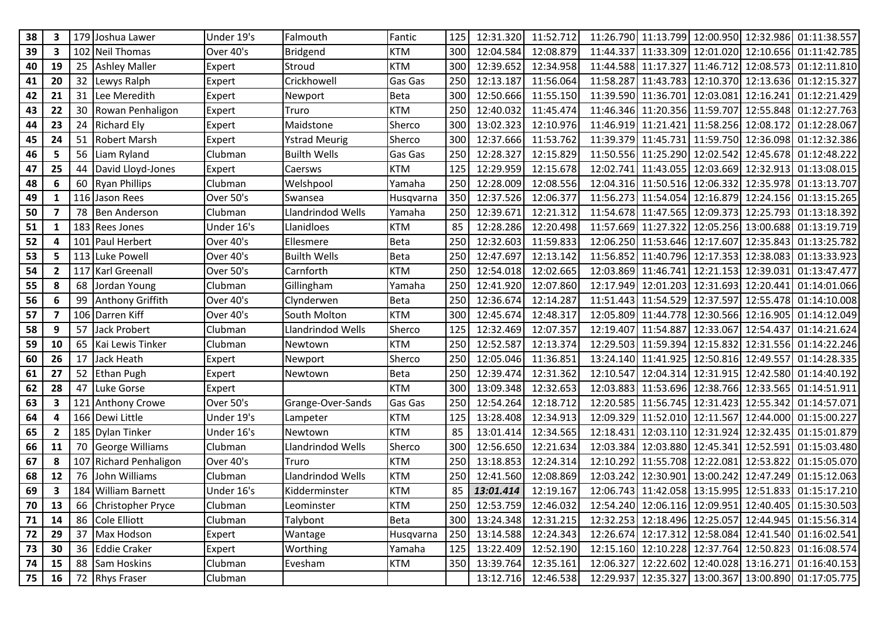| 38 | 3 | 179 | Joshua Lawer | Under 19's | Falmouth | Fantic | 125 | 12:31.320 | 11:52.712 | 11:26.790 | 11:13.799 | 12:00.950 | 12:32.986 | 01:11:38.557 |
|---|---|---|---|---|---|---|---|---|---|---|---|---|---|---|
| 39 | 3 | 102 | Neil Thomas | Over 40's | Bridgend | KTM | 300 | 12:04.584 | 12:08.879 | 11:44.337 | 11:33.309 | 12:01.020 | 12:10.656 | 01:11:42.785 |
| 40 | 19 | 25 | Ashley Maller | Expert | Stroud | KTM | 300 | 12:39.652 | 12:34.958 | 11:44.588 | 11:17.327 | 11:46.712 | 12:08.573 | 01:12:11.810 |
| 41 | 20 | 32 | Lewys Ralph | Expert | Crickhowell | Gas Gas | 250 | 12:13.187 | 11:56.064 | 11:58.287 | 11:43.783 | 12:10.370 | 12:13.636 | 01:12:15.327 |
| 42 | 21 | 31 | Lee Meredith | Expert | Newport | Beta | 300 | 12:50.666 | 11:55.150 | 11:39.590 | 11:36.701 | 12:03.081 | 12:16.241 | 01:12:21.429 |
| 43 | 22 | 30 | Rowan Penhaligon | Expert | Truro | KTM | 250 | 12:40.032 | 11:45.474 | 11:46.346 | 11:20.356 | 11:59.707 | 12:55.848 | 01:12:27.763 |
| 44 | 23 | 24 | Richard Ely | Expert | Maidstone | Sherco | 300 | 13:02.323 | 12:10.976 | 11:46.919 | 11:21.421 | 11:58.256 | 12:08.172 | 01:12:28.067 |
| 45 | 24 | 51 | Robert Marsh | Expert | Ystrad Meurig | Sherco | 300 | 12:37.666 | 11:53.762 | 11:39.379 | 11:45.731 | 11:59.750 | 12:36.098 | 01:12:32.386 |
| 46 | 5 | 56 | Liam Ryland | Clubman | Builth Wells | Gas Gas | 250 | 12:28.327 | 12:15.829 | 11:50.556 | 11:25.290 | 12:02.542 | 12:45.678 | 01:12:48.222 |
| 47 | 25 | 44 | David Lloyd-Jones | Expert | Caersws | KTM | 125 | 12:29.959 | 12:15.678 | 12:02.741 | 11:43.055 | 12:03.669 | 12:32.913 | 01:13:08.015 |
| 48 | 6 | 60 | Ryan Phillips | Clubman | Welshpool | Yamaha | 250 | 12:28.009 | 12:08.556 | 12:04.316 | 11:50.516 | 12:06.332 | 12:35.978 | 01:13:13.707 |
| 49 | 1 | 116 | Jason Rees | Over 50's | Swansea | Husqvarna | 350 | 12:37.526 | 12:06.377 | 11:56.273 | 11:54.054 | 12:16.879 | 12:24.156 | 01:13:15.265 |
| 50 | 7 | 78 | Ben Anderson | Clubman | Llandrindod Wells | Yamaha | 250 | 12:39.671 | 12:21.312 | 11:54.678 | 11:47.565 | 12:09.373 | 12:25.793 | 01:13:18.392 |
| 51 | 1 | 183 | Rees Jones | Under 16's | Llanidloes | KTM | 85 | 12:28.286 | 12:20.498 | 11:57.669 | 11:27.322 | 12:05.256 | 13:00.688 | 01:13:19.719 |
| 52 | 4 | 101 | Paul Herbert | Over 40's | Ellesmere | Beta | 250 | 12:32.603 | 11:59.833 | 12:06.250 | 11:53.646 | 12:17.607 | 12:35.843 | 01:13:25.782 |
| 53 | 5 | 113 | Luke Powell | Over 40's | Builth Wells | Beta | 250 | 12:47.697 | 12:13.142 | 11:56.852 | 11:40.796 | 12:17.353 | 12:38.083 | 01:13:33.923 |
| 54 | 2 | 117 | Karl Greenall | Over 50's | Carnforth | KTM | 250 | 12:54.018 | 12:02.665 | 12:03.869 | 11:46.741 | 12:21.153 | 12:39.031 | 01:13:47.477 |
| 55 | 8 | 68 | Jordan Young | Clubman | Gillingham | Yamaha | 250 | 12:41.920 | 12:07.860 | 12:17.949 | 12:01.203 | 12:31.693 | 12:20.441 | 01:14:01.066 |
| 56 | 6 | 99 | Anthony Griffith | Over 40's | Clynderwen | Beta | 250 | 12:36.674 | 12:14.287 | 11:51.443 | 11:54.529 | 12:37.597 | 12:55.478 | 01:14:10.008 |
| 57 | 7 | 106 | Darren Kiff | Over 40's | South Molton | KTM | 300 | 12:45.674 | 12:48.317 | 12:05.809 | 11:44.778 | 12:30.566 | 12:16.905 | 01:14:12.049 |
| 58 | 9 | 57 | Jack Probert | Clubman | Llandrindod Wells | Sherco | 125 | 12:32.469 | 12:07.357 | 12:19.407 | 11:54.887 | 12:33.067 | 12:54.437 | 01:14:21.624 |
| 59 | 10 | 65 | Kai Lewis Tinker | Clubman | Newtown | KTM | 250 | 12:52.587 | 12:13.374 | 12:29.503 | 11:59.394 | 12:15.832 | 12:31.556 | 01:14:22.246 |
| 60 | 26 | 17 | Jack Heath | Expert | Newport | Sherco | 250 | 12:05.046 | 11:36.851 | 13:24.140 | 11:41.925 | 12:50.816 | 12:49.557 | 01:14:28.335 |
| 61 | 27 | 52 | Ethan Pugh | Expert | Newtown | Beta | 250 | 12:39.474 | 12:31.362 | 12:10.547 | 12:04.314 | 12:31.915 | 12:42.580 | 01:14:40.192 |
| 62 | 28 | 47 | Luke Gorse | Expert | | KTM | 300 | 13:09.348 | 12:32.653 | 12:03.883 | 11:53.696 | 12:38.766 | 12:33.565 | 01:14:51.911 |
| 63 | 3 | 121 | Anthony Crowe | Over 50's | Grange-Over-Sands | Gas Gas | 250 | 12:54.264 | 12:18.712 | 12:20.585 | 11:56.745 | 12:31.423 | 12:55.342 | 01:14:57.071 |
| 64 | 4 | 166 | Dewi Little | Under 19's | Lampeter | KTM | 125 | 13:28.408 | 12:34.913 | 12:09.329 | 11:52.010 | 12:11.567 | 12:44.000 | 01:15:00.227 |
| 65 | 2 | 185 | Dylan Tinker | Under 16's | Newtown | KTM | 85 | 13:01.414 | 12:34.565 | 12:18.431 | 12:03.110 | 12:31.924 | 12:32.435 | 01:15:01.879 |
| 66 | 11 | 70 | George Williams | Clubman | Llandrindod Wells | Sherco | 300 | 12:56.650 | 12:21.634 | 12:03.384 | 12:03.880 | 12:45.341 | 12:52.591 | 01:15:03.480 |
| 67 | 8 | 107 | Richard Penhaligon | Over 40's | Truro | KTM | 250 | 13:18.853 | 12:24.314 | 12:10.292 | 11:55.708 | 12:22.081 | 12:53.822 | 01:15:05.070 |
| 68 | 12 | 76 | John Williams | Clubman | Llandrindod Wells | KTM | 250 | 12:41.560 | 12:08.869 | 12:03.242 | 12:30.901 | 13:00.242 | 12:47.249 | 01:15:12.063 |
| 69 | 3 | 184 | William Barnett | Under 16's | Kidderminster | KTM | 85 | ***13:01.414*** | 12:19.167 | 12:06.743 | 11:42.058 | 13:15.995 | 12:51.833 | 01:15:17.210 |
| 70 | 13 | 66 | Christopher Pryce | Clubman | Leominster | KTM | 250 | 12:53.759 | 12:46.032 | 12:54.240 | 12:06.116 | 12:09.951 | 12:40.405 | 01:15:30.503 |
| 71 | 14 | 86 | Cole Elliott | Clubman | Talybont | Beta | 300 | 13:24.348 | 12:31.215 | 12:32.253 | 12:18.496 | 12:25.057 | 12:44.945 | 01:15:56.314 |
| 72 | 29 | 37 | Max Hodson | Expert | Wantage | Husqvarna | 250 | 13:14.588 | 12:24.343 | 12:26.674 | 12:17.312 | 12:58.084 | 12:41.540 | 01:16:02.541 |
| 73 | 30 | 36 | Eddie Craker | Expert | Worthing | Yamaha | 125 | 13:22.409 | 12:52.190 | 12:15.160 | 12:10.228 | 12:37.764 | 12:50.823 | 01:16:08.574 |
| 74 | 15 | 88 | Sam Hoskins | Clubman | Evesham | KTM | 350 | 13:39.764 | 12:35.161 | 12:06.327 | 12:22.602 | 12:40.028 | 13:16.271 | 01:16:40.153 |
| 75 | 16 | 72 | Rhys Fraser | Clubman | | | | 13:12.716 | 12:46.538 | 12:29.937 | 12:35.327 | 13:00.367 | 13:00.890 | 01:17:05.775 |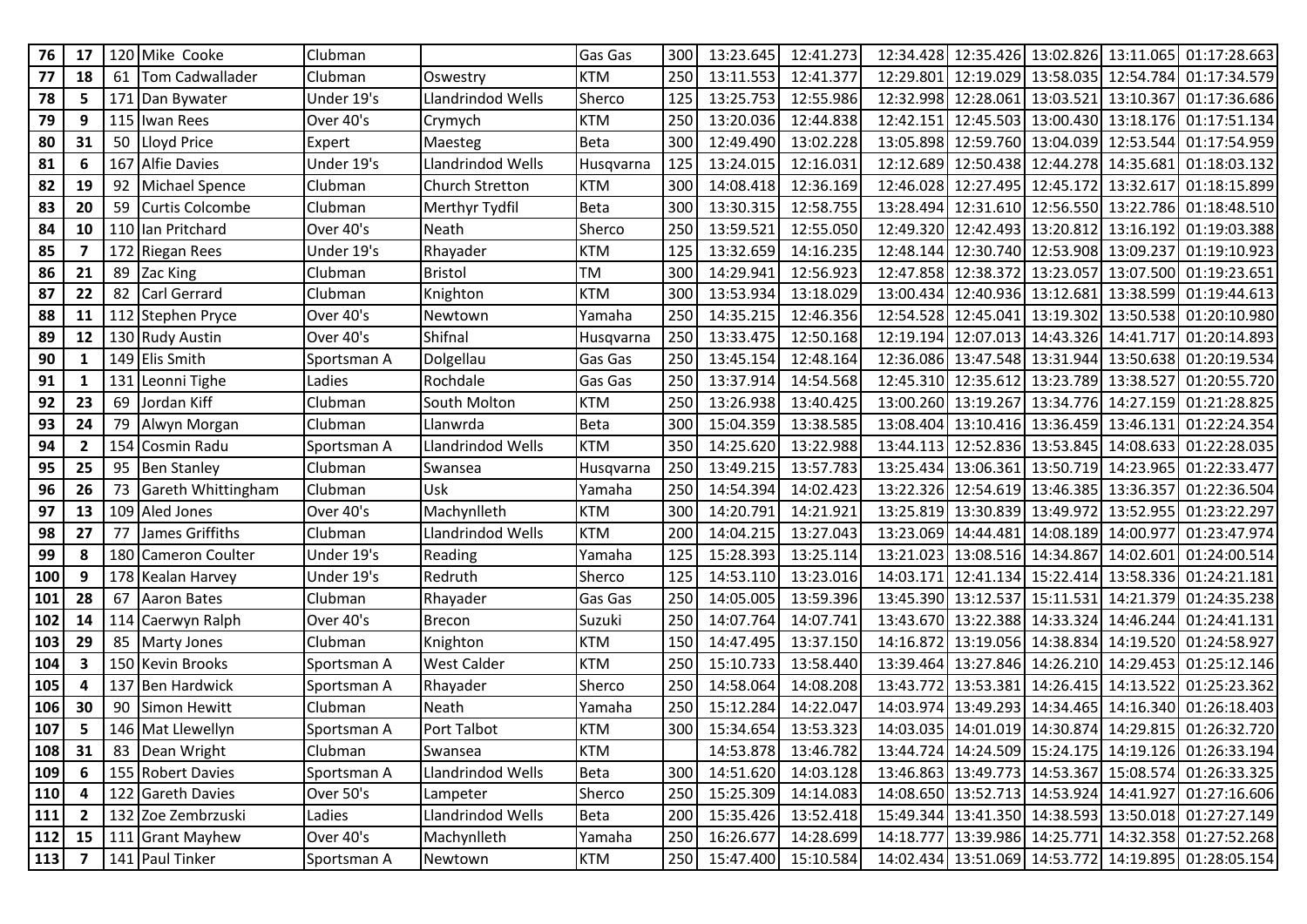| 76 | 17 | 120 | Mike Cooke | Clubman | | Gas Gas | 300 | 13:23.645 | 12:41.273 | 12:34.428 | 12:35.426 | 13:02.826 | 13:11.065 | 01:17:28.663 |
|---|---|---|---|---|---|---|---|---|---|---|---|---|---|---|
| 77 | 18 | 61 | Tom Cadwallader | Clubman | Oswestry | KTM | 250 | 13:11.553 | 12:41.377 | 12:29.801 | 12:19.029 | 13:58.035 | 12:54.784 | 01:17:34.579 |
| 78 | 5 | 171 | Dan Bywater | Under 19's | Llandrindod Wells | Sherco | 125 | 13:25.753 | 12:55.986 | 12:32.998 | 12:28.061 | 13:03.521 | 13:10.367 | 01:17:36.686 |
| 79 | 9 | 115 | Iwan Rees | Over 40's | Crymych | KTM | 250 | 13:20.036 | 12:44.838 | 12:42.151 | 12:45.503 | 13:00.430 | 13:18.176 | 01:17:51.134 |
| 80 | 31 | 50 | Lloyd Price | Expert | Maesteg | Beta | 300 | 12:49.490 | 13:02.228 | 13:05.898 | 12:59.760 | 13:04.039 | 12:53.544 | 01:17:54.959 |
| 81 | 6 | 167 | Alfie Davies | Under 19's | Llandrindod Wells | Husqvarna | 125 | 13:24.015 | 12:16.031 | 12:12.689 | 12:50.438 | 12:44.278 | 14:35.681 | 01:18:03.132 |
| 82 | 19 | 92 | Michael Spence | Clubman | Church Stretton | KTM | 300 | 14:08.418 | 12:36.169 | 12:46.028 | 12:27.495 | 12:45.172 | 13:32.617 | 01:18:15.899 |
| 83 | 20 | 59 | Curtis Colcombe | Clubman | Merthyr Tydfil | Beta | 300 | 13:30.315 | 12:58.755 | 13:28.494 | 12:31.610 | 12:56.550 | 13:22.786 | 01:18:48.510 |
| 84 | 10 | 110 | Ian Pritchard | Over 40's | Neath | Sherco | 250 | 13:59.521 | 12:55.050 | 12:49.320 | 12:42.493 | 13:20.812 | 13:16.192 | 01:19:03.388 |
| 85 | 7 | 172 | Riegan Rees | Under 19's | Rhayader | KTM | 125 | 13:32.659 | 14:16.235 | 12:48.144 | 12:30.740 | 12:53.908 | 13:09.237 | 01:19:10.923 |
| 86 | 21 | 89 | Zac King | Clubman | Bristol | TM | 300 | 14:29.941 | 12:56.923 | 12:47.858 | 12:38.372 | 13:23.057 | 13:07.500 | 01:19:23.651 |
| 87 | 22 | 82 | Carl Gerrard | Clubman | Knighton | KTM | 300 | 13:53.934 | 13:18.029 | 13:00.434 | 12:40.936 | 13:12.681 | 13:38.599 | 01:19:44.613 |
| 88 | 11 | 112 | Stephen Pryce | Over 40's | Newtown | Yamaha | 250 | 14:35.215 | 12:46.356 | 12:54.528 | 12:45.041 | 13:19.302 | 13:50.538 | 01:20:10.980 |
| 89 | 12 | 130 | Rudy Austin | Over 40's | Shifnal | Husqvarna | 250 | 13:33.475 | 12:50.168 | 12:19.194 | 12:07.013 | 14:43.326 | 14:41.717 | 01:20:14.893 |
| 90 | 1 | 149 | Elis Smith | Sportsman A | Dolgellau | Gas Gas | 250 | 13:45.154 | 12:48.164 | 12:36.086 | 13:47.548 | 13:31.944 | 13:50.638 | 01:20:19.534 |
| 91 | 1 | 131 | Leonni Tighe | Ladies | Rochdale | Gas Gas | 250 | 13:37.914 | 14:54.568 | 12:45.310 | 12:35.612 | 13:23.789 | 13:38.527 | 01:20:55.720 |
| 92 | 23 | 69 | Jordan Kiff | Clubman | South Molton | KTM | 250 | 13:26.938 | 13:40.425 | 13:00.260 | 13:19.267 | 13:34.776 | 14:27.159 | 01:21:28.825 |
| 93 | 24 | 79 | Alwyn Morgan | Clubman | Llanwrda | Beta | 300 | 15:04.359 | 13:38.585 | 13:08.404 | 13:10.416 | 13:36.459 | 13:46.131 | 01:22:24.354 |
| 94 | 2 | 154 | Cosmin Radu | Sportsman A | Llandrindod Wells | KTM | 350 | 14:25.620 | 13:22.988 | 13:44.113 | 12:52.836 | 13:53.845 | 14:08.633 | 01:22:28.035 |
| 95 | 25 | 95 | Ben Stanley | Clubman | Swansea | Husqvarna | 250 | 13:49.215 | 13:57.783 | 13:25.434 | 13:06.361 | 13:50.719 | 14:23.965 | 01:22:33.477 |
| 96 | 26 | 73 | Gareth Whittingham | Clubman | Usk | Yamaha | 250 | 14:54.394 | 14:02.423 | 13:22.326 | 12:54.619 | 13:46.385 | 13:36.357 | 01:22:36.504 |
| 97 | 13 | 109 | Aled Jones | Over 40's | Machynlleth | KTM | 300 | 14:20.791 | 14:21.921 | 13:25.819 | 13:30.839 | 13:49.972 | 13:52.955 | 01:23:22.297 |
| 98 | 27 | 77 | James Griffiths | Clubman | Llandrindod Wells | KTM | 200 | 14:04.215 | 13:27.043 | 13:23.069 | 14:44.481 | 14:08.189 | 14:00.977 | 01:23:47.974 |
| 99 | 8 | 180 | Cameron Coulter | Under 19's | Reading | Yamaha | 125 | 15:28.393 | 13:25.114 | 13:21.023 | 13:08.516 | 14:34.867 | 14:02.601 | 01:24:00.514 |
| 100 | 9 | 178 | Kealan Harvey | Under 19's | Redruth | Sherco | 125 | 14:53.110 | 13:23.016 | 14:03.171 | 12:41.134 | 15:22.414 | 13:58.336 | 01:24:21.181 |
| 101 | 28 | 67 | Aaron Bates | Clubman | Rhayader | Gas Gas | 250 | 14:05.005 | 13:59.396 | 13:45.390 | 13:12.537 | 15:11.531 | 14:21.379 | 01:24:35.238 |
| 102 | 14 | 114 | Caerwyn Ralph | Over 40's | Brecon | Suzuki | 250 | 14:07.764 | 14:07.741 | 13:43.670 | 13:22.388 | 14:33.324 | 14:46.244 | 01:24:41.131 |
| 103 | 29 | 85 | Marty Jones | Clubman | Knighton | KTM | 150 | 14:47.495 | 13:37.150 | 14:16.872 | 13:19.056 | 14:38.834 | 14:19.520 | 01:24:58.927 |
| 104 | 3 | 150 | Kevin Brooks | Sportsman A | West Calder | KTM | 250 | 15:10.733 | 13:58.440 | 13:39.464 | 13:27.846 | 14:26.210 | 14:29.453 | 01:25:12.146 |
| 105 | 4 | 137 | Ben Hardwick | Sportsman A | Rhayader | Sherco | 250 | 14:58.064 | 14:08.208 | 13:43.772 | 13:53.381 | 14:26.415 | 14:13.522 | 01:25:23.362 |
| 106 | 30 | 90 | Simon Hewitt | Clubman | Neath | Yamaha | 250 | 15:12.284 | 14:22.047 | 14:03.974 | 13:49.293 | 14:34.465 | 14:16.340 | 01:26:18.403 |
| 107 | 5 | 146 | Mat Llewellyn | Sportsman A | Port Talbot | KTM | 300 | 15:34.654 | 13:53.323 | 14:03.035 | 14:01.019 | 14:30.874 | 14:29.815 | 01:26:32.720 |
| 108 | 31 | 83 | Dean Wright | Clubman | Swansea | KTM | | 14:53.878 | 13:46.782 | 13:44.724 | 14:24.509 | 15:24.175 | 14:19.126 | 01:26:33.194 |
| 109 | 6 | 155 | Robert Davies | Sportsman A | Llandrindod Wells | Beta | 300 | 14:51.620 | 14:03.128 | 13:46.863 | 13:49.773 | 14:53.367 | 15:08.574 | 01:26:33.325 |
| 110 | 4 | 122 | Gareth Davies | Over 50's | Lampeter | Sherco | 250 | 15:25.309 | 14:14.083 | 14:08.650 | 13:52.713 | 14:53.924 | 14:41.927 | 01:27:16.606 |
| 111 | 2 | 132 | Zoe Zembrzuski | Ladies | Llandrindod Wells | Beta | 200 | 15:35.426 | 13:52.418 | 15:49.344 | 13:41.350 | 14:38.593 | 13:50.018 | 01:27:27.149 |
| 112 | 15 | 111 | Grant Mayhew | Over 40's | Machynlleth | Yamaha | 250 | 16:26.677 | 14:28.699 | 14:18.777 | 13:39.986 | 14:25.771 | 14:32.358 | 01:27:52.268 |
| 113 | 7 | 141 | Paul Tinker | Sportsman A | Newtown | KTM | 250 | 15:47.400 | 15:10.584 | 14:02.434 | 13:51.069 | 14:53.772 | 14:19.895 | 01:28:05.154 |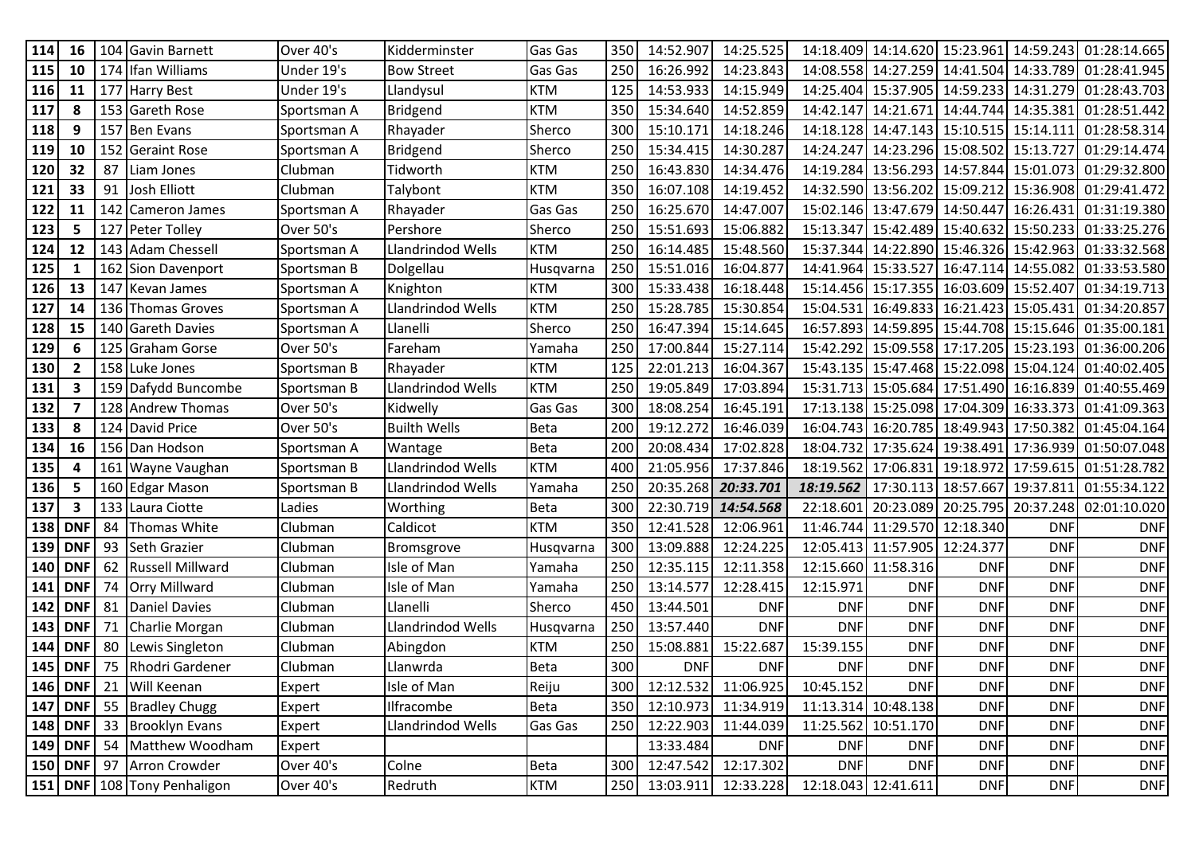| 114 | 16 | 104 | Gavin Barnett | Over 40's | Kidderminster | Gas Gas | 350 | 14:52.907 | 14:25.525 | 14:18.409 | 14:14.620 | 15:23.961 | 14:59.243 | 01:28:14.665 |
|---|---|---|---|---|---|---|---|---|---|---|---|---|---|---|
| 115 | 10 | 174 | Ifan Williams | Under 19's | Bow Street | Gas Gas | 250 | 16:26.992 | 14:23.843 | 14:08.558 | 14:27.259 | 14:41.504 | 14:33.789 | 01:28:41.945 |
| 116 | 11 | 177 | Harry Best | Under 19's | Llandysul | KTM | 125 | 14:53.933 | 14:15.949 | 14:25.404 | 15:37.905 | 14:59.233 | 14:31.279 | 01:28:43.703 |
| 117 | 8 | 153 | Gareth Rose | Sportsman A | Bridgend | KTM | 350 | 15:34.640 | 14:52.859 | 14:42.147 | 14:21.671 | 14:44.744 | 14:35.381 | 01:28:51.442 |
| 118 | 9 | 157 | Ben Evans | Sportsman A | Rhayader | Sherco | 300 | 15:10.171 | 14:18.246 | 14:18.128 | 14:47.143 | 15:10.515 | 15:14.111 | 01:28:58.314 |
| 119 | 10 | 152 | Geraint Rose | Sportsman A | Bridgend | Sherco | 250 | 15:34.415 | 14:30.287 | 14:24.247 | 14:23.296 | 15:08.502 | 15:13.727 | 01:29:14.474 |
| 120 | 32 | 87 | Liam Jones | Clubman | Tidworth | KTM | 250 | 16:43.830 | 14:34.476 | 14:19.284 | 13:56.293 | 14:57.844 | 15:01.073 | 01:29:32.800 |
| 121 | 33 | 91 | Josh Elliott | Clubman | Talybont | KTM | 350 | 16:07.108 | 14:19.452 | 14:32.590 | 13:56.202 | 15:09.212 | 15:36.908 | 01:29:41.472 |
| 122 | 11 | 142 | Cameron James | Sportsman A | Rhayader | Gas Gas | 250 | 16:25.670 | 14:47.007 | 15:02.146 | 13:47.679 | 14:50.447 | 16:26.431 | 01:31:19.380 |
| 123 | 5 | 127 | Peter Tolley | Over 50's | Pershore | Sherco | 250 | 15:51.693 | 15:06.882 | 15:13.347 | 15:42.489 | 15:40.632 | 15:50.233 | 01:33:25.276 |
| 124 | 12 | 143 | Adam Chessell | Sportsman A | Llandrindod Wells | KTM | 250 | 16:14.485 | 15:48.560 | 15:37.344 | 14:22.890 | 15:46.326 | 15:42.963 | 01:33:32.568 |
| 125 | 1 | 162 | Sion Davenport | Sportsman B | Dolgellau | Husqvarna | 250 | 15:51.016 | 16:04.877 | 14:41.964 | 15:33.527 | 16:47.114 | 14:55.082 | 01:33:53.580 |
| 126 | 13 | 147 | Kevan James | Sportsman A | Knighton | KTM | 300 | 15:33.438 | 16:18.448 | 15:14.456 | 15:17.355 | 16:03.609 | 15:52.407 | 01:34:19.713 |
| 127 | 14 | 136 | Thomas Groves | Sportsman A | Llandrindod Wells | KTM | 250 | 15:28.785 | 15:30.854 | 15:04.531 | 16:49.833 | 16:21.423 | 15:05.431 | 01:34:20.857 |
| 128 | 15 | 140 | Gareth Davies | Sportsman A | Llanelli | Sherco | 250 | 16:47.394 | 15:14.645 | 16:57.893 | 14:59.895 | 15:44.708 | 15:15.646 | 01:35:00.181 |
| 129 | 6 | 125 | Graham Gorse | Over 50's | Fareham | Yamaha | 250 | 17:00.844 | 15:27.114 | 15:42.292 | 15:09.558 | 17:17.205 | 15:23.193 | 01:36:00.206 |
| 130 | 2 | 158 | Luke Jones | Sportsman B | Rhayader | KTM | 125 | 22:01.213 | 16:04.367 | 15:43.135 | 15:47.468 | 15:22.098 | 15:04.124 | 01:40:02.405 |
| 131 | 3 | 159 | Dafydd Buncombe | Sportsman B | Llandrindod Wells | KTM | 250 | 19:05.849 | 17:03.894 | 15:31.713 | 15:05.684 | 17:51.490 | 16:16.839 | 01:40:55.469 |
| 132 | 7 | 128 | Andrew Thomas | Over 50's | Kidwelly | Gas Gas | 300 | 18:08.254 | 16:45.191 | 17:13.138 | 15:25.098 | 17:04.309 | 16:33.373 | 01:41:09.363 |
| 133 | 8 | 124 | David Price | Over 50's | Builth Wells | Beta | 200 | 19:12.272 | 16:46.039 | 16:04.743 | 16:20.785 | 18:49.943 | 17:50.382 | 01:45:04.164 |
| 134 | 16 | 156 | Dan Hodson | Sportsman A | Wantage | Beta | 200 | 20:08.434 | 17:02.828 | 18:04.732 | 17:35.624 | 19:38.491 | 17:36.939 | 01:50:07.048 |
| 135 | 4 | 161 | Wayne Vaughan | Sportsman B | Llandrindod Wells | KTM | 400 | 21:05.956 | 17:37.846 | 18:19.562 | 17:06.831 | 19:18.972 | 17:59.615 | 01:51:28.782 |
| 136 | 5 | 160 | Edgar Mason | Sportsman B | Llandrindod Wells | Yamaha | 250 | 20:35.268 | ***20:33.701*** | ***18:19.562*** | 17:30.113 | 18:57.667 | 19:37.811 | 01:55:34.122 |
| 137 | 3 | 133 | Laura Ciotte | Ladies | Worthing | Beta | 300 | 22:30.719 | ***14:54.568*** | 22:18.601 | 20:23.089 | 20:25.795 | 20:37.248 | 02:01:10.020 |
| 138 | DNF | 84 | Thomas White | Clubman | Caldicot | KTM | 350 | 12:41.528 | 12:06.961 | 11:46.744 | 11:29.570 | 12:18.340 | DNF | DNF |
| 139 | DNF | 93 | Seth Grazier | Clubman | Bromsgrove | Husqvarna | 300 | 13:09.888 | 12:24.225 | 12:05.413 | 11:57.905 | 12:24.377 | DNF | DNF |
| 140 | DNF | 62 | Russell Millward | Clubman | Isle of Man | Yamaha | 250 | 12:35.115 | 12:11.358 | 12:15.660 | 11:58.316 | DNF | DNF | DNF |
| 141 | DNF | 74 | Orry Millward | Clubman | Isle of Man | Yamaha | 250 | 13:14.577 | 12:28.415 | 12:15.971 | DNF | DNF | DNF | DNF |
| 142 | DNF | 81 | Daniel Davies | Clubman | Llanelli | Sherco | 450 | 13:44.501 | DNF | DNF | DNF | DNF | DNF | DNF |
| 143 | DNF | 71 | Charlie Morgan | Clubman | Llandrindod Wells | Husqvarna | 250 | 13:57.440 | DNF | DNF | DNF | DNF | DNF | DNF |
| 144 | DNF | 80 | Lewis Singleton | Clubman | Abingdon | KTM | 250 | 15:08.881 | 15:22.687 | 15:39.155 | DNF | DNF | DNF | DNF |
| 145 | DNF | 75 | Rhodri Gardener | Clubman | Llanwrda | Beta | 300 | DNF | DNF | DNF | DNF | DNF | DNF | DNF |
| 146 | DNF | 21 | Will Keenan | Expert | Isle of Man | Reiju | 300 | 12:12.532 | 11:06.925 | 10:45.152 | DNF | DNF | DNF | DNF |
| 147 | DNF | 55 | Bradley Chugg | Expert | Ilfracombe | Beta | 350 | 12:10.973 | 11:34.919 | 11:13.314 | 10:48.138 | DNF | DNF | DNF |
| 148 | DNF | 33 | Brooklyn Evans | Expert | Llandrindod Wells | Gas Gas | 250 | 12:22.903 | 11:44.039 | 11:25.562 | 10:51.170 | DNF | DNF | DNF |
| 149 | DNF | 54 | Matthew Woodham | Expert | | | | 13:33.484 | DNF | DNF | DNF | DNF | DNF | DNF |
| 150 | DNF | 97 | Arron Crowder | Over 40's | Colne | Beta | 300 | 12:47.542 | 12:17.302 | DNF | DNF | DNF | DNF | DNF |
| 151 | DNF | 108 | Tony Penhaligon | Over 40's | Redruth | KTM | 250 | 13:03.911 | 12:33.228 | 12:18.043 | 12:41.611 | DNF | DNF | DNF |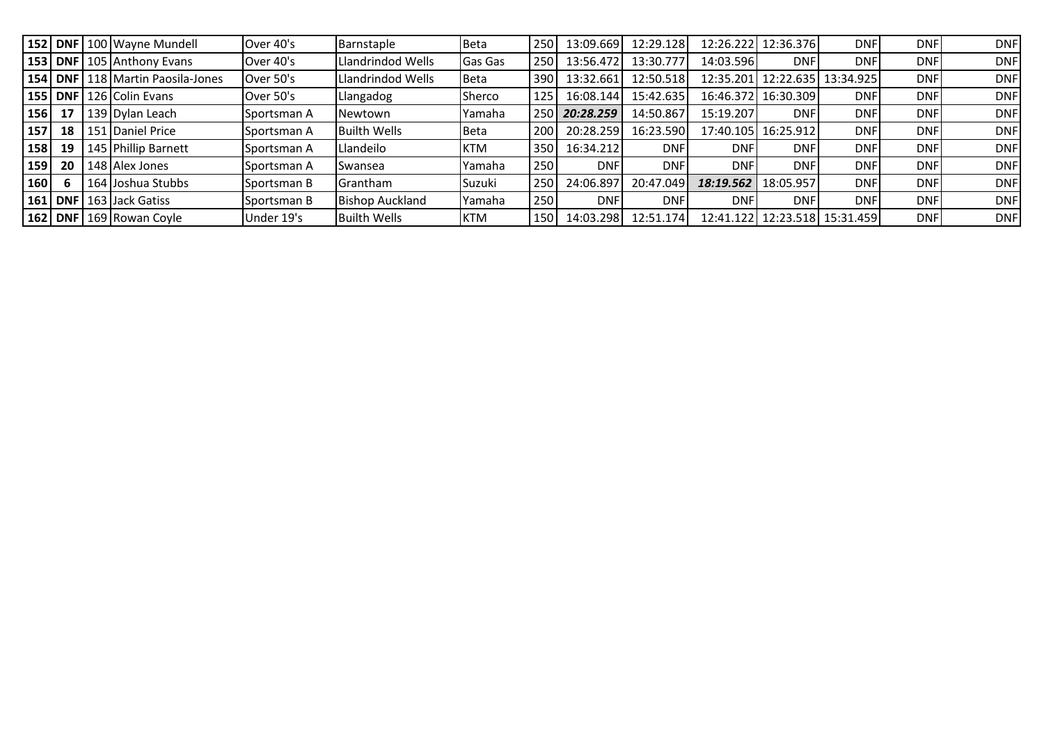| | | | | | | | | | | | | | | | |
|---|---|---|---|---|---|---|---|---|---|---|---|---|---|---|---|
| **152** | **DNF** | 100 | Wayne Mundell | Over 40's | Barnstaple | Beta | 250 | 13:09.669 | 12:29.128 | 12:26.222 | 12:36.376 | DNF | DNF | DNF |
| **153** | **DNF** | 105 | Anthony Evans | Over 40's | Llandrindod Wells | Gas Gas | 250 | 13:56.472 | 13:30.777 | 14:03.596 | DNF | DNF | DNF | DNF |
| **154** | **DNF** | 118 | Martin Paosila-Jones | Over 50's | Llandrindod Wells | Beta | 390 | 13:32.661 | 12:50.518 | 12:35.201 | 12:22.635 | 13:34.925 | DNF | DNF |
| **155** | **DNF** | 126 | Colin Evans | Over 50's | Llangadog | Sherco | 125 | 16:08.144 | 15:42.635 | 16:46.372 | 16:30.309 | DNF | DNF | DNF |
| **156** | **17** | 139 | Dylan Leach | Sportsman A | Newtown | Yamaha | 250 | ***20:28.259*** | 14:50.867 | 15:19.207 | DNF | DNF | DNF | DNF |
| **157** | **18** | 151 | Daniel Price | Sportsman A | Builth Wells | Beta | 200 | 20:28.259 | 16:23.590 | 17:40.105 | 16:25.912 | DNF | DNF | DNF |
| **158** | **19** | 145 | Phillip Barnett | Sportsman A | Llandeilo | KTM | 350 | 16:34.212 | DNF | DNF | DNF | DNF | DNF | DNF |
| **159** | **20** | 148 | Alex Jones | Sportsman A | Swansea | Yamaha | 250 | DNF | DNF | DNF | DNF | DNF | DNF | DNF |
| **160** | **6** | 164 | Joshua Stubbs | Sportsman B | Grantham | Suzuki | 250 | 24:06.897 | 20:47.049 | ***18:19.562*** | 18:05.957 | DNF | DNF | DNF |
| **161** | **DNF** | 163 | Jack Gatiss | Sportsman B | Bishop Auckland | Yamaha | 250 | DNF | DNF | DNF | DNF | DNF | DNF | DNF |
| **162** | **DNF** | 169 | Rowan Coyle | Under 19's | Builth Wells | KTM | 150 | 14:03.298 | 12:51.174 | 12:41.122 | 12:23.518 | 15:31.459 | DNF | DNF |